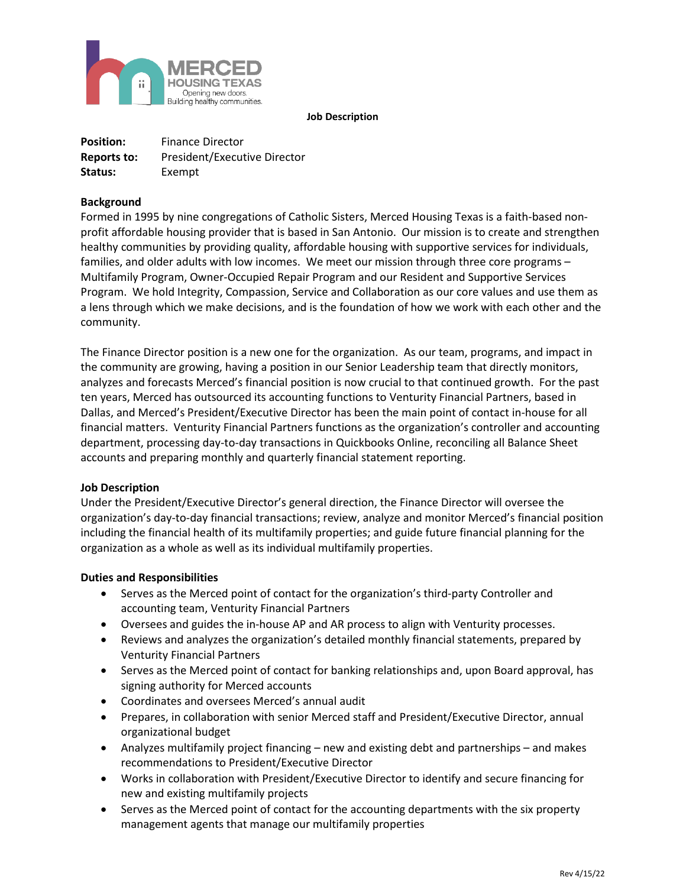MERCED HOUSING TEXAS
Opening new doors.
Building healthy communities.

**Job Description**

**Position:** Finance Director
**Reports to:** President/Executive Director
**Status:** Exempt

**Background**

Formed in 1995 by nine congregations of Catholic Sisters, Merced Housing Texas is a faith-based non-profit affordable housing provider that is based in San Antonio. Our mission is to create and strengthen healthy communities by providing quality, affordable housing with supportive services for individuals, families, and older adults with low incomes. We meet our mission through three core programs – Multifamily Program, Owner-Occupied Repair Program and our Resident and Supportive Services Program. We hold Integrity, Compassion, Service and Collaboration as our core values and use them as a lens through which we make decisions, and is the foundation of how we work with each other and the community.

The Finance Director position is a new one for the organization. As our team, programs, and impact in the community are growing, having a position in our Senior Leadership team that directly monitors, analyzes and forecasts Merced's financial position is now crucial to that continued growth. For the past ten years, Merced has outsourced its accounting functions to Venturity Financial Partners, based in Dallas, and Merced's President/Executive Director has been the main point of contact in-house for all financial matters. Venturity Financial Partners functions as the organization's controller and accounting department, processing day-to-day transactions in Quickbooks Online, reconciling all Balance Sheet accounts and preparing monthly and quarterly financial statement reporting.

**Job Description**

Under the President/Executive Director's general direction, the Finance Director will oversee the organization's day-to-day financial transactions; review, analyze and monitor Merced's financial position including the financial health of its multifamily properties; and guide future financial planning for the organization as a whole as well as its individual multifamily properties.

**Duties and Responsibilities**

- Serves as the Merced point of contact for the organization's third-party Controller and accounting team, Venturity Financial Partners
- Oversees and guides the in-house AP and AR process to align with Venturity processes.
- Reviews and analyzes the organization's detailed monthly financial statements, prepared by Venturity Financial Partners
- Serves as the Merced point of contact for banking relationships and, upon Board approval, has signing authority for Merced accounts
- Coordinates and oversees Merced's annual audit
- Prepares, in collaboration with senior Merced staff and President/Executive Director, annual organizational budget
- Analyzes multifamily project financing – new and existing debt and partnerships – and makes recommendations to President/Executive Director
- Works in collaboration with President/Executive Director to identify and secure financing for new and existing multifamily projects
- Serves as the Merced point of contact for the accounting departments with the six property management agents that manage our multifamily properties

Rev 4/15/22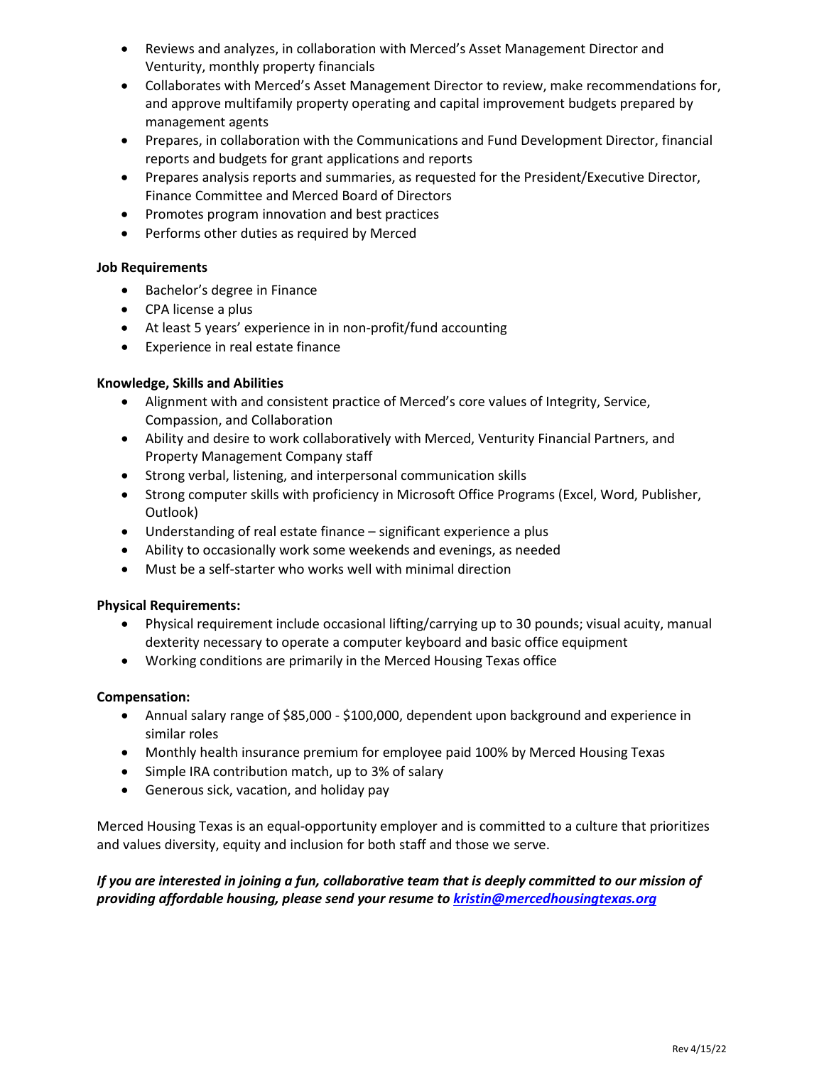- Reviews and analyzes, in collaboration with Merced's Asset Management Director and Venturity, monthly property financials
- Collaborates with Merced's Asset Management Director to review, make recommendations for, and approve multifamily property operating and capital improvement budgets prepared by management agents
- Prepares, in collaboration with the Communications and Fund Development Director, financial reports and budgets for grant applications and reports
- Prepares analysis reports and summaries, as requested for the President/Executive Director, Finance Committee and Merced Board of Directors
- Promotes program innovation and best practices
- Performs other duties as required by Merced

**Job Requirements**

- Bachelor's degree in Finance
- CPA license a plus
- At least 5 years' experience in in non-profit/fund accounting
- Experience in real estate finance

**Knowledge, Skills and Abilities**

- Alignment with and consistent practice of Merced's core values of Integrity, Service, Compassion, and Collaboration
- Ability and desire to work collaboratively with Merced, Venturity Financial Partners, and Property Management Company staff
- Strong verbal, listening, and interpersonal communication skills
- Strong computer skills with proficiency in Microsoft Office Programs (Excel, Word, Publisher, Outlook)
- Understanding of real estate finance – significant experience a plus
- Ability to occasionally work some weekends and evenings, as needed
- Must be a self-starter who works well with minimal direction

**Physical Requirements:**

- Physical requirement include occasional lifting/carrying up to 30 pounds; visual acuity, manual dexterity necessary to operate a computer keyboard and basic office equipment
- Working conditions are primarily in the Merced Housing Texas office

**Compensation:**

- Annual salary range of $85,000 - $100,000, dependent upon background and experience in similar roles
- Monthly health insurance premium for employee paid 100% by Merced Housing Texas
- Simple IRA contribution match, up to 3% of salary
- Generous sick, vacation, and holiday pay

Merced Housing Texas is an equal-opportunity employer and is committed to a culture that prioritizes and values diversity, equity and inclusion for both staff and those we serve.

***If you are interested in joining a fun, collaborative team that is deeply committed to our mission of providing affordable housing, please send your resume to [kristin@mercedhousingtexas.org](mailto:kristin@mercedhousingtexas.org)***

Rev 4/15/22